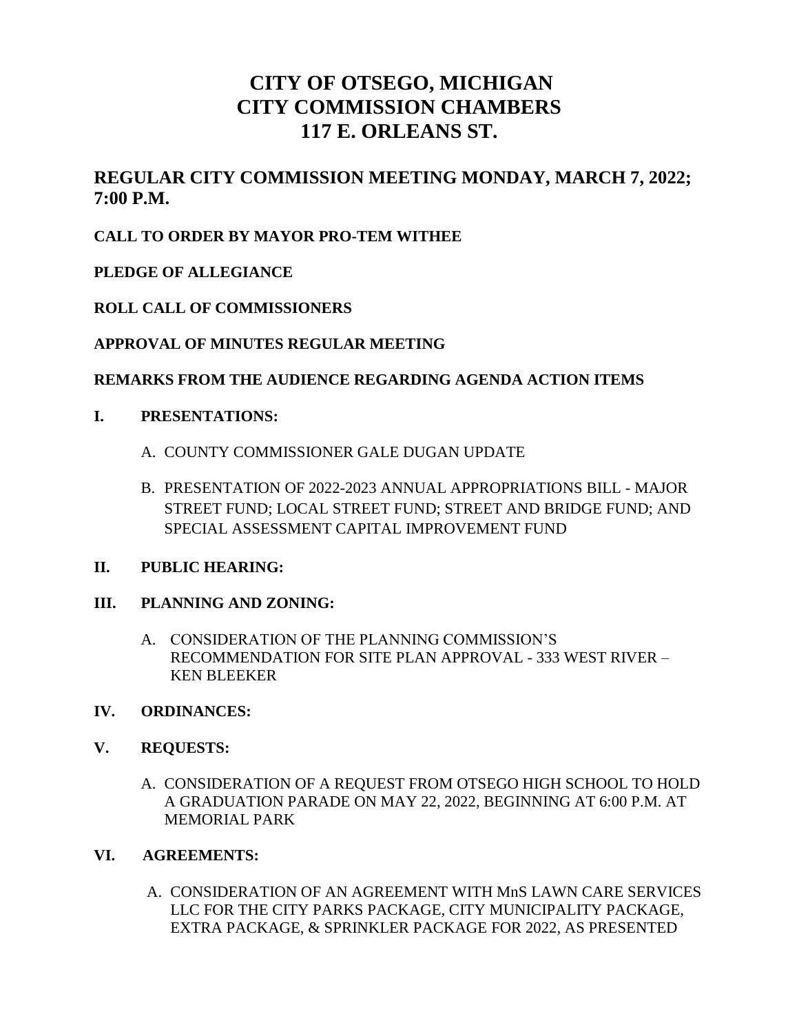# CITY OF OTSEGO, MICHIGAN
# CITY COMMISSION CHAMBERS
# 117 E. ORLEANS ST.

## REGULAR CITY COMMISSION MEETING MONDAY, MARCH 7, 2022; 7:00 P.M.

**CALL TO ORDER BY MAYOR PRO-TEM WITHEE**

**PLEDGE OF ALLEGIANCE**

**ROLL CALL OF COMMISSIONERS**

**APPROVAL OF MINUTES REGULAR MEETING**

**REMARKS FROM THE AUDIENCE REGARDING AGENDA ACTION ITEMS**

**I. PRESENTATIONS:**

A. COUNTY COMMISSIONER GALE DUGAN UPDATE

B. PRESENTATION OF 2022-2023 ANNUAL APPROPRIATIONS BILL - MAJOR STREET FUND; LOCAL STREET FUND; STREET AND BRIDGE FUND; AND SPECIAL ASSESSMENT CAPITAL IMPROVEMENT FUND

**II. PUBLIC HEARING:**

**III. PLANNING AND ZONING:**

A. CONSIDERATION OF THE PLANNING COMMISSION'S RECOMMENDATION FOR SITE PLAN APPROVAL - 333 WEST RIVER – KEN BLEEKER

**IV. ORDINANCES:**

**V. REQUESTS:**

A. CONSIDERATION OF A REQUEST FROM OTSEGO HIGH SCHOOL TO HOLD A GRADUATION PARADE ON MAY 22, 2022, BEGINNING AT 6:00 P.M. AT MEMORIAL PARK

**VI. AGREEMENTS:**

A. CONSIDERATION OF AN AGREEMENT WITH MnS LAWN CARE SERVICES LLC FOR THE CITY PARKS PACKAGE, CITY MUNICIPALITY PACKAGE, EXTRA PACKAGE, & SPRINKLER PACKAGE FOR 2022, AS PRESENTED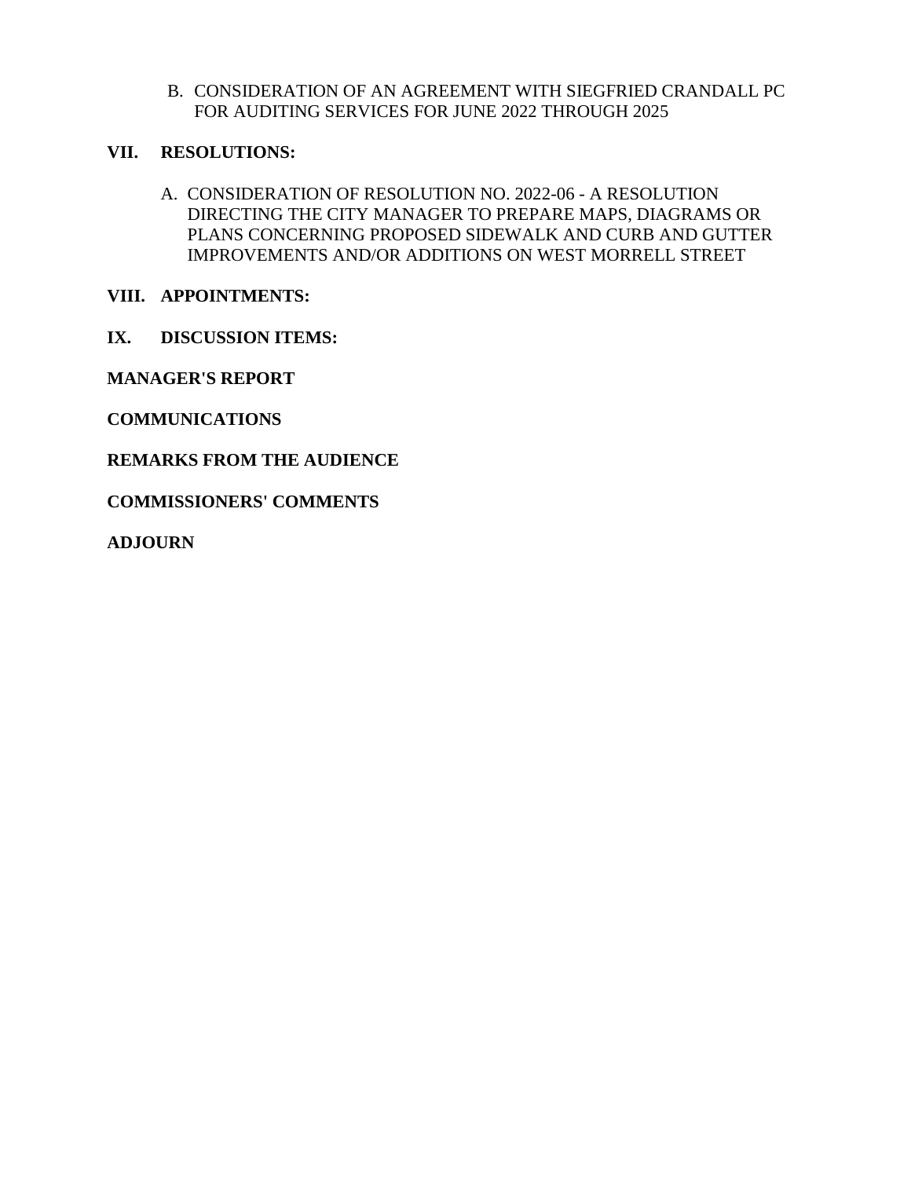B. CONSIDERATION OF AN AGREEMENT WITH SIEGFRIED CRANDALL PC FOR AUDITING SERVICES FOR JUNE 2022 THROUGH 2025

**VII. RESOLUTIONS:**

A. CONSIDERATION OF RESOLUTION NO. 2022-06 - A RESOLUTION DIRECTING THE CITY MANAGER TO PREPARE MAPS, DIAGRAMS OR PLANS CONCERNING PROPOSED SIDEWALK AND CURB AND GUTTER IMPROVEMENTS AND/OR ADDITIONS ON WEST MORRELL STREET

**VIII. APPOINTMENTS:**

**IX. DISCUSSION ITEMS:**

**MANAGER'S REPORT**

**COMMUNICATIONS**

**REMARKS FROM THE AUDIENCE**

**COMMISSIONERS' COMMENTS**

**ADJOURN**